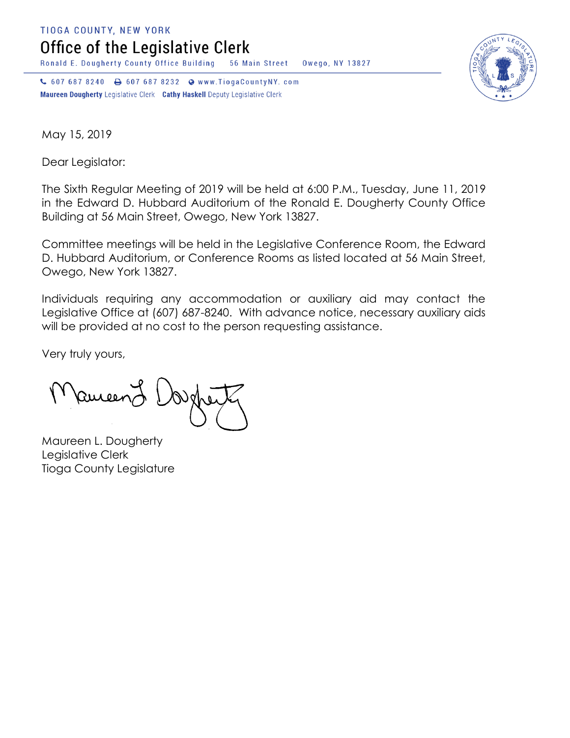TIOGA COUNTY, NEW YORK

# Office of the Legislative Clerk

Ronald E. Dougherty County Office Building 56 Main Street Owego, NY 13827

607 687 8240 607 687 8232 www.TiogaCountyNY. com

**Maureen Dougherty** Legislative Clerk **Cathy Haskell** Deputy Legislative Clerk

May 15, 2019

Dear Legislator:

The Sixth Regular Meeting of 2019 will be held at 6:00 P.M., Tuesday, June 11, 2019 in the Edward D. Hubbard Auditorium of the Ronald E. Dougherty County Office Building at 56 Main Street, Owego, New York 13827.

Committee meetings will be held in the Legislative Conference Room, the Edward D. Hubbard Auditorium, or Conference Rooms as listed located at 56 Main Street, Owego, New York 13827.

Individuals requiring any accommodation or auxiliary aid may contact the Legislative Office at (607) 687-8240. With advance notice, necessary auxiliary aids will be provided at no cost to the person requesting assistance.

Very truly yours,

Maureen L. Dougherty
Legislative Clerk
Tioga County Legislature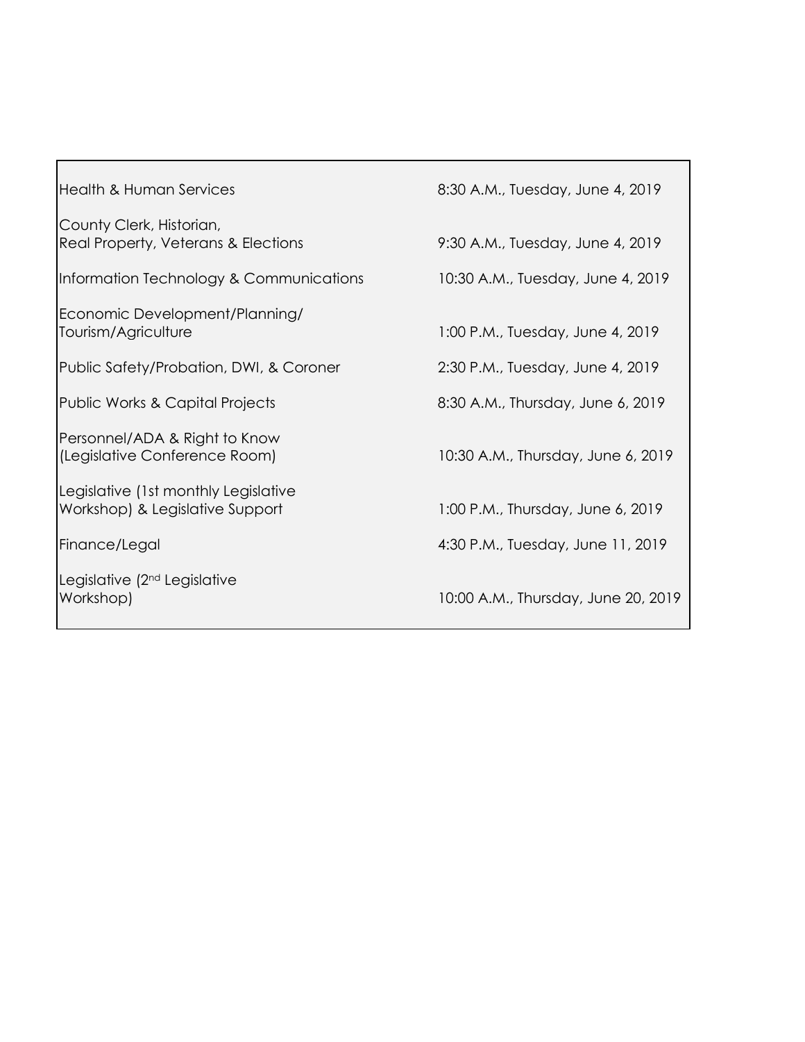| | |
|---|---|
| Health & Human Services | 8:30 A.M., Tuesday, June 4, 2019 |
| County Clerk, Historian, Real Property, Veterans & Elections | 9:30 A.M., Tuesday, June 4, 2019 |
| Information Technology & Communications | 10:30 A.M., Tuesday, June 4, 2019 |
| Economic Development/Planning/ Tourism/Agriculture | 1:00 P.M., Tuesday, June 4, 2019 |
| Public Safety/Probation, DWI, & Coroner | 2:30 P.M., Tuesday, June 4, 2019 |
| Public Works & Capital Projects | 8:30 A.M., Thursday, June 6, 2019 |
| Personnel/ADA & Right to Know (Legislative Conference Room) | 10:30 A.M., Thursday, June 6, 2019 |
| Legislative (1st monthly Legislative Workshop) & Legislative Support | 1:00 P.M., Thursday, June 6, 2019 |
| Finance/Legal | 4:30 P.M., Tuesday, June 11, 2019 |
| Legislative (2nd Legislative Workshop) | 10:00 A.M., Thursday, June 20, 2019 |